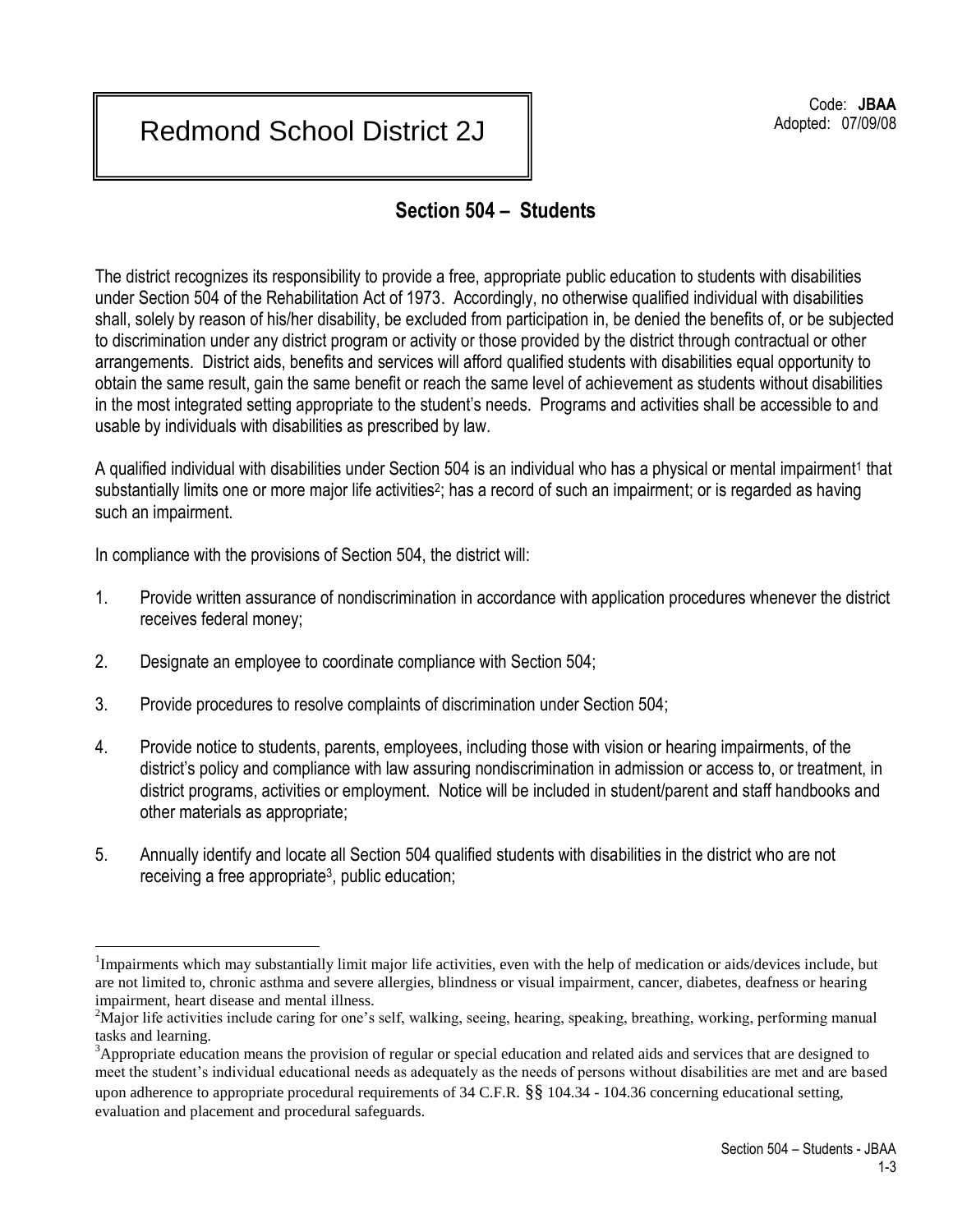# Redmond School District 2J

Code: **JBAA**
Adopted: 07/09/08

## Section 504 – Students

The district recognizes its responsibility to provide a free, appropriate public education to students with disabilities under Section 504 of the Rehabilitation Act of 1973. Accordingly, no otherwise qualified individual with disabilities shall, solely by reason of his/her disability, be excluded from participation in, be denied the benefits of, or be subjected to discrimination under any district program or activity or those provided by the district through contractual or other arrangements. District aids, benefits and services will afford qualified students with disabilities equal opportunity to obtain the same result, gain the same benefit or reach the same level of achievement as students without disabilities in the most integrated setting appropriate to the student's needs. Programs and activities shall be accessible to and usable by individuals with disabilities as prescribed by law.

A qualified individual with disabilities under Section 504 is an individual who has a physical or mental impairment[1] that substantially limits one or more major life activities[2]; has a record of such an impairment; or is regarded as having such an impairment.

In compliance with the provisions of Section 504, the district will:

1. Provide written assurance of nondiscrimination in accordance with application procedures whenever the district receives federal money;

2. Designate an employee to coordinate compliance with Section 504;

3. Provide procedures to resolve complaints of discrimination under Section 504;

4. Provide notice to students, parents, employees, including those with vision or hearing impairments, of the district's policy and compliance with law assuring nondiscrimination in admission or access to, or treatment, in district programs, activities or employment. Notice will be included in student/parent and staff handbooks and other materials as appropriate;

5. Annually identify and locate all Section 504 qualified students with disabilities in the district who are not receiving a free appropriate[3], public education;

---

[1]Impairments which may substantially limit major life activities, even with the help of medication or aids/devices include, but are not limited to, chronic asthma and severe allergies, blindness or visual impairment, cancer, diabetes, deafness or hearing impairment, heart disease and mental illness.

[2]Major life activities include caring for one's self, walking, seeing, hearing, speaking, breathing, working, performing manual tasks and learning.

[3]Appropriate education means the provision of regular or special education and related aids and services that are designed to meet the student's individual educational needs as adequately as the needs of persons without disabilities are met and are based upon adherence to appropriate procedural requirements of 34 C.F.R. §§ 104.34 - 104.36 concerning educational setting, evaluation and placement and procedural safeguards.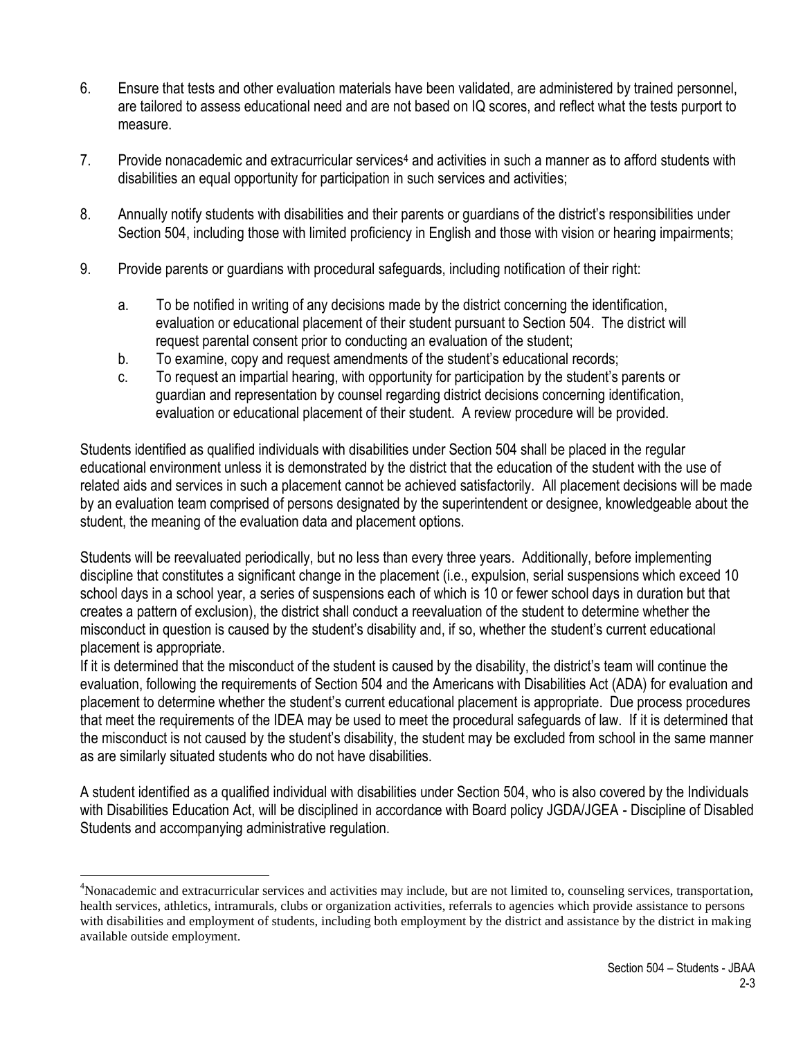6. Ensure that tests and other evaluation materials have been validated, are administered by trained personnel, are tailored to assess educational need and are not based on IQ scores, and reflect what the tests purport to measure.

7. Provide nonacademic and extracurricular services[4] and activities in such a manner as to afford students with disabilities an equal opportunity for participation in such services and activities;

8. Annually notify students with disabilities and their parents or guardians of the district's responsibilities under Section 504, including those with limited proficiency in English and those with vision or hearing impairments;

9. Provide parents or guardians with procedural safeguards, including notification of their right:

   a. To be notified in writing of any decisions made by the district concerning the identification, evaluation or educational placement of their student pursuant to Section 504. The district will request parental consent prior to conducting an evaluation of the student;
   b. To examine, copy and request amendments of the student's educational records;
   c. To request an impartial hearing, with opportunity for participation by the student's parents or guardian and representation by counsel regarding district decisions concerning identification, evaluation or educational placement of their student. A review procedure will be provided.

Students identified as qualified individuals with disabilities under Section 504 shall be placed in the regular educational environment unless it is demonstrated by the district that the education of the student with the use of related aids and services in such a placement cannot be achieved satisfactorily. All placement decisions will be made by an evaluation team comprised of persons designated by the superintendent or designee, knowledgeable about the student, the meaning of the evaluation data and placement options.

Students will be reevaluated periodically, but no less than every three years. Additionally, before implementing discipline that constitutes a significant change in the placement (i.e., expulsion, serial suspensions which exceed 10 school days in a school year, a series of suspensions each of which is 10 or fewer school days in duration but that creates a pattern of exclusion), the district shall conduct a reevaluation of the student to determine whether the misconduct in question is caused by the student's disability and, if so, whether the student's current educational placement is appropriate.

If it is determined that the misconduct of the student is caused by the disability, the district's team will continue the evaluation, following the requirements of Section 504 and the Americans with Disabilities Act (ADA) for evaluation and placement to determine whether the student's current educational placement is appropriate. Due process procedures that meet the requirements of the IDEA may be used to meet the procedural safeguards of law. If it is determined that the misconduct is not caused by the student's disability, the student may be excluded from school in the same manner as are similarly situated students who do not have disabilities.

A student identified as a qualified individual with disabilities under Section 504, who is also covered by the Individuals with Disabilities Education Act, will be disciplined in accordance with Board policy JGDA/JGEA - Discipline of Disabled Students and accompanying administrative regulation.

---

[4] Nonacademic and extracurricular services and activities may include, but are not limited to, counseling services, transportation, health services, athletics, intramurals, clubs or organization activities, referrals to agencies which provide assistance to persons with disabilities and employment of students, including both employment by the district and assistance by the district in making available outside employment.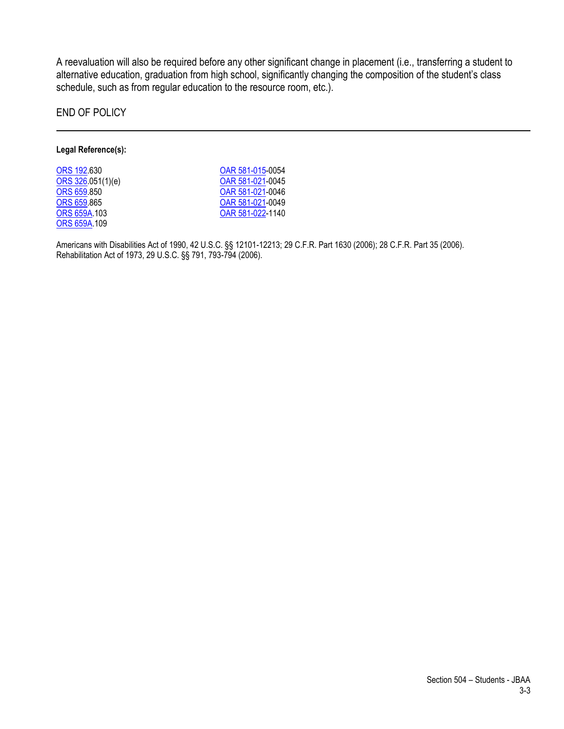A reevaluation will also be required before any other significant change in placement (i.e., transferring a student to alternative education, graduation from high school, significantly changing the composition of the student's class schedule, such as from regular education to the resource room, etc.).

END OF POLICY

---

**Legal Reference(s):**

| | |
|---|---|
| ORS 192.630 | OAR 581-015-0054 |
| ORS 326.051(1)(e) | OAR 581-021-0045 |
| ORS 659.850 | OAR 581-021-0046 |
| ORS 659.865 | OAR 581-021-0049 |
| ORS 659A.103 | OAR 581-022-1140 |
| ORS 659A.109 | |

Americans with Disabilities Act of 1990, 42 U.S.C. §§ 12101-12213; 29 C.F.R. Part 1630 (2006); 28 C.F.R. Part 35 (2006).
Rehabilitation Act of 1973, 29 U.S.C. §§ 791, 793-794 (2006).